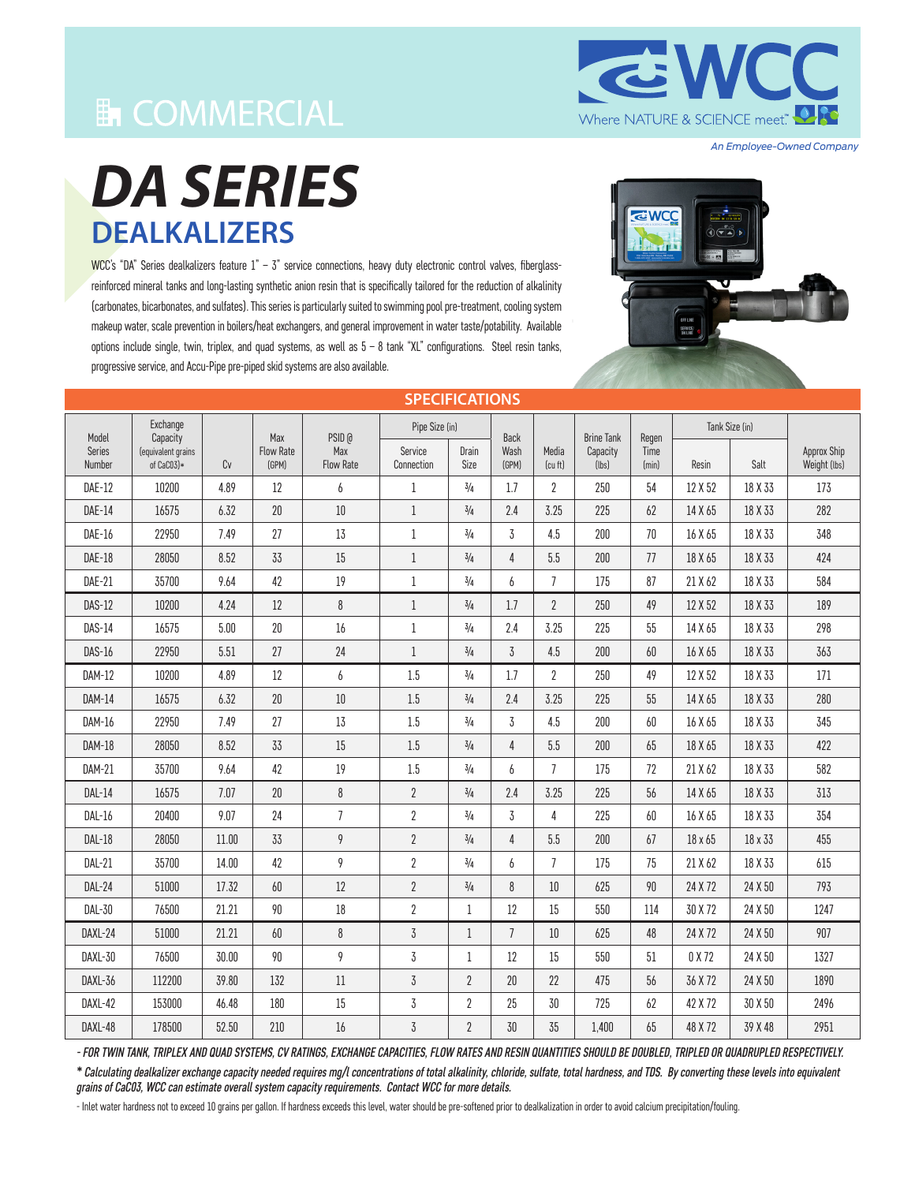# COMMERCIAL

WCC — Where NATURE & SCIENCE meet™

*An Employee-Owned Company*

# DA SERIES

## DEALKALIZERS

WCC's "DA" Series dealkalizers feature 1" – 3" service connections, heavy duty electronic control valves, fiberglass-reinforced mineral tanks and long-lasting synthetic anion resin that is specifically tailored for the reduction of alkalinity (carbonates, bicarbonates, and sulfates). This series is particularly suited to swimming pool pre-treatment, cooling system makeup water, scale prevention in boilers/heat exchangers, and general improvement in water taste/potability. Available options include single, twin, triplex, and quad systems, as well as 5 – 8 tank "XL" configurations. Steel resin tanks, progressive service, and Accu-Pipe pre-piped skid systems are also available.

## SPECIFICATIONS

| Model Series Number | Exchange Capacity (equivalent grains of CaCO3)* | Cv | Max Flow Rate (GPM) | PSID @ Max Flow Rate | Pipe Size (in) | | Back Wash (GPM) | Media (cu ft) | Brine Tank Capacity (lbs) | Regen Time (min) | Tank Size (in) | | Approx Ship Weight (lbs) |
|---|---|---|---|---|---|---|---|---|---|---|---|---|---|
| | | | | | Service Connection | Drain Size | | | | | Resin | Salt | |
| DAE-12 | 10200 | 4.89 | 12 | 6 | 1 | ¾ | 1.7 | 2 | 250 | 54 | 12 X 52 | 18 X 33 | 173 |
| DAE-14 | 16575 | 6.32 | 20 | 10 | 1 | ¾ | 2.4 | 3.25 | 225 | 62 | 14 X 65 | 18 X 33 | 282 |
| DAE-16 | 22950 | 7.49 | 27 | 13 | 1 | ¾ | 3 | 4.5 | 200 | 70 | 16 X 65 | 18 X 33 | 348 |
| DAE-18 | 28050 | 8.52 | 33 | 15 | 1 | ¾ | 4 | 5.5 | 200 | 77 | 18 X 65 | 18 X 33 | 424 |
| DAE-21 | 35700 | 9.64 | 42 | 19 | 1 | ¾ | 6 | 7 | 175 | 87 | 21 X 62 | 18 X 33 | 584 |
| DAS-12 | 10200 | 4.24 | 12 | 8 | 1 | ¾ | 1.7 | 2 | 250 | 49 | 12 X 52 | 18 X 33 | 189 |
| DAS-14 | 16575 | 5.00 | 20 | 16 | 1 | ¾ | 2.4 | 3.25 | 225 | 55 | 14 X 65 | 18 X 33 | 298 |
| DAS-16 | 22950 | 5.51 | 27 | 24 | 1 | ¾ | 3 | 4.5 | 200 | 60 | 16 X 65 | 18 X 33 | 363 |
| DAM-12 | 10200 | 4.89 | 12 | 6 | 1.5 | ¾ | 1.7 | 2 | 250 | 49 | 12 X 52 | 18 X 33 | 171 |
| DAM-14 | 16575 | 6.32 | 20 | 10 | 1.5 | ¾ | 2.4 | 3.25 | 225 | 55 | 14 X 65 | 18 X 33 | 280 |
| DAM-16 | 22950 | 7.49 | 27 | 13 | 1.5 | ¾ | 3 | 4.5 | 200 | 60 | 16 X 65 | 18 X 33 | 345 |
| DAM-18 | 28050 | 8.52 | 33 | 15 | 1.5 | ¾ | 4 | 5.5 | 200 | 65 | 18 X 65 | 18 X 33 | 422 |
| DAM-21 | 35700 | 9.64 | 42 | 19 | 1.5 | ¾ | 6 | 7 | 175 | 72 | 21 X 62 | 18 X 33 | 582 |
| DAL-14 | 16575 | 7.07 | 20 | 8 | 2 | ¾ | 2.4 | 3.25 | 225 | 56 | 14 X 65 | 18 X 33 | 313 |
| DAL-16 | 20400 | 9.07 | 24 | 7 | 2 | ¾ | 3 | 4 | 225 | 60 | 16 X 65 | 18 X 33 | 354 |
| DAL-18 | 28050 | 11.00 | 33 | 9 | 2 | ¾ | 4 | 5.5 | 200 | 67 | 18 x 65 | 18 x 33 | 455 |
| DAL-21 | 35700 | 14.00 | 42 | 9 | 2 | ¾ | 6 | 7 | 175 | 75 | 21 X 62 | 18 X 33 | 615 |
| DAL-24 | 51000 | 17.32 | 60 | 12 | 2 | ¾ | 8 | 10 | 625 | 90 | 24 X 72 | 24 X 50 | 793 |
| DAL-30 | 76500 | 21.21 | 90 | 18 | 2 | 1 | 12 | 15 | 550 | 114 | 30 X 72 | 24 X 50 | 1247 |
| DAXL-24 | 51000 | 21.21 | 60 | 8 | 3 | 1 | 7 | 10 | 625 | 48 | 24 X 72 | 24 X 50 | 907 |
| DAXL-30 | 76500 | 30.00 | 90 | 9 | 3 | 1 | 12 | 15 | 550 | 51 | 0 X 72 | 24 X 50 | 1327 |
| DAXL-36 | 112200 | 39.80 | 132 | 11 | 3 | 2 | 20 | 22 | 475 | 56 | 36 X 72 | 24 X 50 | 1890 |
| DAXL-42 | 153000 | 46.48 | 180 | 15 | 3 | 2 | 25 | 30 | 725 | 62 | 42 X 72 | 30 X 50 | 2496 |
| DAXL-48 | 178500 | 52.50 | 210 | 16 | 3 | 2 | 30 | 35 | 1,400 | 65 | 48 X 72 | 39 X 48 | 2951 |

*- FOR TWIN TANK, TRIPLEX AND QUAD SYSTEMS, CV RATINGS, EXCHANGE CAPACITIES, FLOW RATES AND RESIN QUANTITIES SHOULD BE DOUBLED, TRIPLED OR QUADRUPLED RESPECTIVELY.*

*\* Calculating dealkalizer exchange capacity needed requires mg/l concentrations of total alkalinity, chloride, sulfate, total hardness, and TDS. By converting these levels into equivalent grains of CaCO3, WCC can estimate overall system capacity requirements. Contact WCC for more details.*

- Inlet water hardness not to exceed 10 grains per gallon. If hardness exceeds this level, water should be pre-softened prior to dealkalization in order to avoid calcium precipitation/fouling.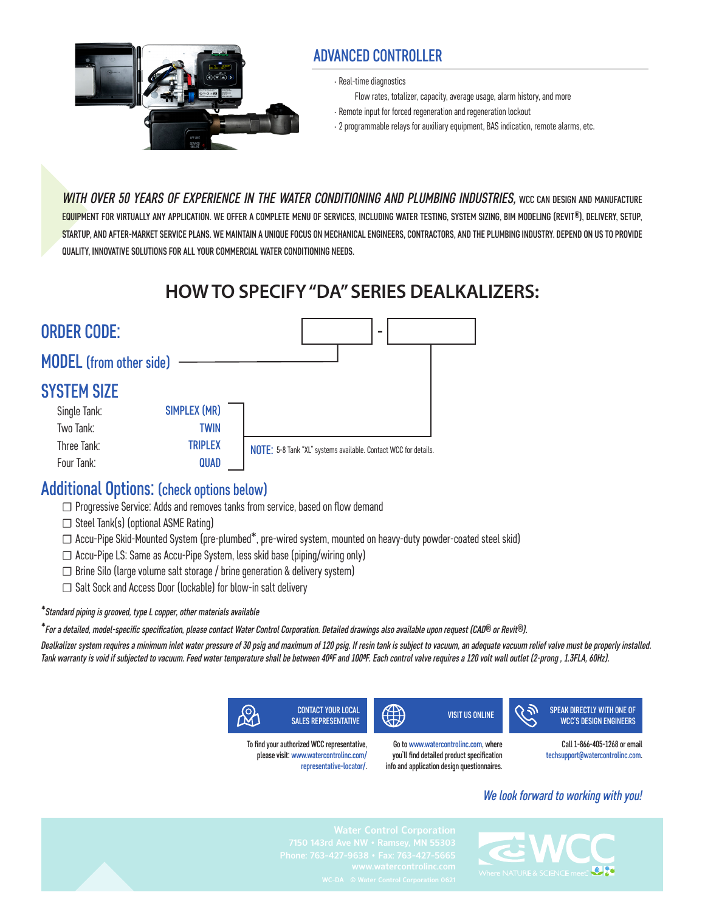## ADVANCED CONTROLLER

- Real-time diagnostics
  - Flow rates, totalizer, capacity, average usage, alarm history, and more
- Remote input for forced regeneration and regeneration lockout
- 2 programmable relays for auxiliary equipment, BAS indication, remote alarms, etc.

*WITH OVER 50 YEARS OF EXPERIENCE IN THE WATER CONDITIONING AND PLUMBING INDUSTRIES,* WCC CAN DESIGN AND MANUFACTURE EQUIPMENT FOR VIRTUALLY ANY APPLICATION. WE OFFER A COMPLETE MENU OF SERVICES, INCLUDING WATER TESTING, SYSTEM SIZING, BIM MODELING (REVIT®), DELIVERY, SETUP, STARTUP, AND AFTER-MARKET SERVICE PLANS. WE MAINTAIN A UNIQUE FOCUS ON MECHANICAL ENGINEERS, CONTRACTORS, AND THE PLUMBING INDUSTRY. DEPEND ON US TO PROVIDE QUALITY, INNOVATIVE SOLUTIONS FOR ALL YOUR COMMERCIAL WATER CONDITIONING NEEDS.

# HOW TO SPECIFY "DA" SERIES DEALKALIZERS:

## ORDER CODE: [ ] - [ ]

## MODEL (from other side)

## SYSTEM SIZE

| | |
|---|---|
| Single Tank: | SIMPLEX (MR) |
| Two Tank: | TWIN |
| Three Tank: | TRIPLEX |
| Four Tank: | QUAD |

**NOTE:** 5-8 Tank "XL" systems available. Contact WCC for details.

## Additional Options: (check options below)

- ☐ Progressive Service: Adds and removes tanks from service, based on flow demand
- ☐ Steel Tank(s) (optional ASME Rating)
- ☐ Accu-Pipe Skid-Mounted System (pre-plumbed*, pre-wired system, mounted on heavy-duty powder-coated steel skid)
- ☐ Accu-Pipe LS: Same as Accu-Pipe System, less skid base (piping/wiring only)
- ☐ Brine Silo (large volume salt storage / brine generation & delivery system)
- ☐ Salt Sock and Access Door (lockable) for blow-in salt delivery

**Standard piping is grooved, type L copper, other materials available*

**For a detailed, model-specific specification, please contact Water Control Corporation. Detailed drawings also available upon request (CAD® or Revit®).*

*Dealkalizer system requires a minimum inlet water pressure of 30 psig and maximum of 120 psig. If resin tank is subject to vacuum, an adequate vacuum relief valve must be properly installed. Tank warranty is void if subjected to vacuum. Feed water temperature shall be between 40ºF and 100ºF. Each control valve requires a 120 volt wall outlet (2-prong , 1.3FLA, 60Hz).*

**CONTACT YOUR LOCAL SALES REPRESENTATIVE**
To find your authorized WCC representative, please visit: www.watercontrolinc.com/representative-locator/.

**VISIT US ONLINE**
Go to www.watercontrolinc.com, where you'll find detailed product specification info and application design questionnaires.

**SPEAK DIRECTLY WITH ONE OF WCC'S DESIGN ENGINEERS**
Call 1-866-405-1268 or email techsupport@watercontrolinc.com.

*We look forward to working with you!*

Water Control Corporation
7150 143rd Ave NW • Ramsey, MN 55303
Phone: 763-427-9638 • Fax: 763-427-5665
www.watercontrolinc.com
WC-DA © Water Control Corporation 0621

WCC
Where NATURE & SCIENCE meet